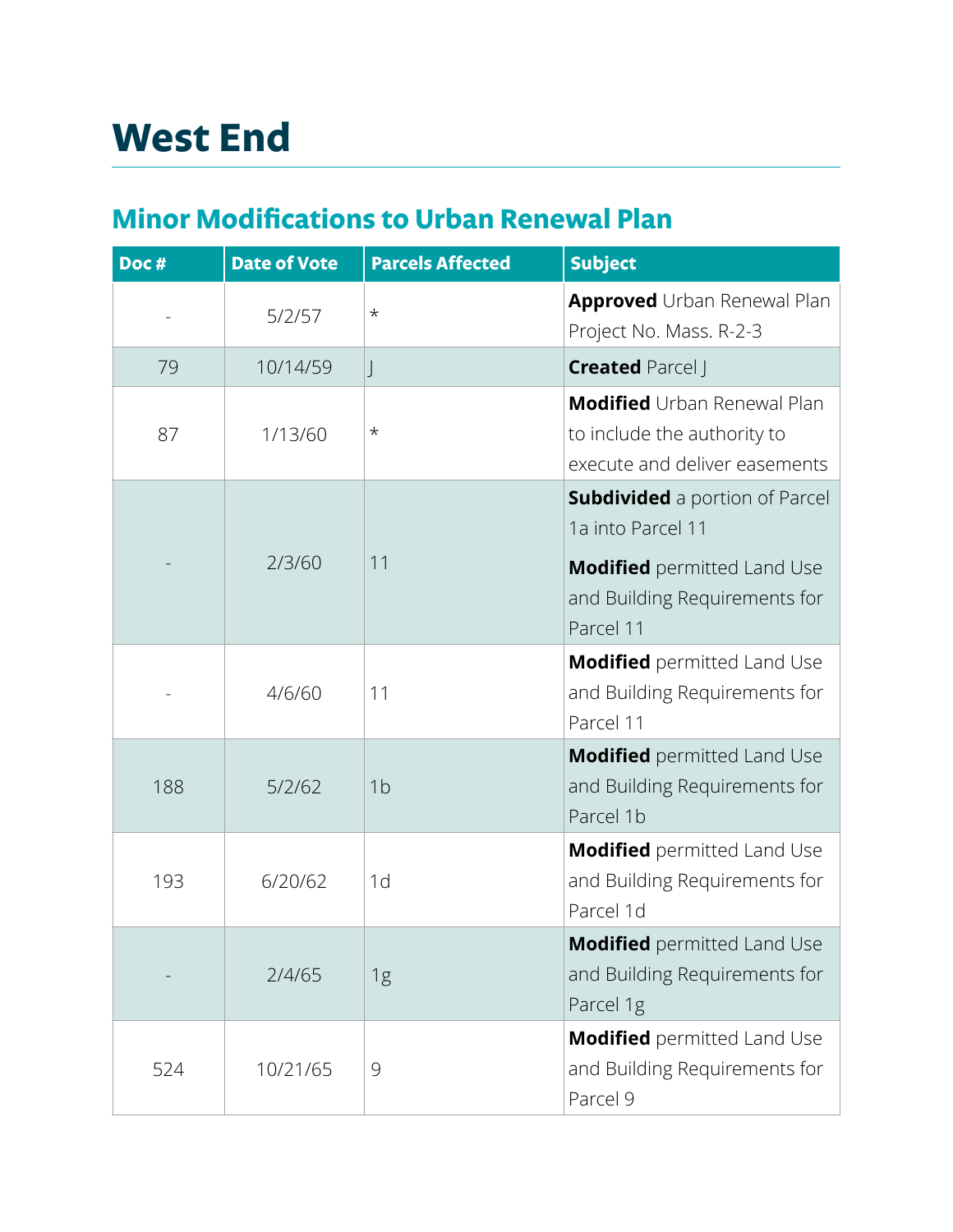# West End

## Minor Modifications to Urban Renewal Plan

| Doc # | Date of Vote | Parcels Affected | Subject |
|---|---|---|---|
| - | 5/2/57 | * | **Approved** Urban Renewal Plan Project No. Mass. R-2-3 |
| 79 | 10/14/59 | J | **Created** Parcel J |
| 87 | 1/13/60 | * | **Modified** Urban Renewal Plan to include the authority to execute and deliver easements |
| - | 2/3/60 | 11 | **Subdivided** a portion of Parcel 1a into Parcel 11<br><br>**Modified** permitted Land Use and Building Requirements for Parcel 11 |
| - | 4/6/60 | 11 | **Modified** permitted Land Use and Building Requirements for Parcel 11 |
| 188 | 5/2/62 | 1b | **Modified** permitted Land Use and Building Requirements for Parcel 1b |
| 193 | 6/20/62 | 1d | **Modified** permitted Land Use and Building Requirements for Parcel 1d |
| - | 2/4/65 | 1g | **Modified** permitted Land Use and Building Requirements for Parcel 1g |
| 524 | 10/21/65 | 9 | **Modified** permitted Land Use and Building Requirements for Parcel 9 |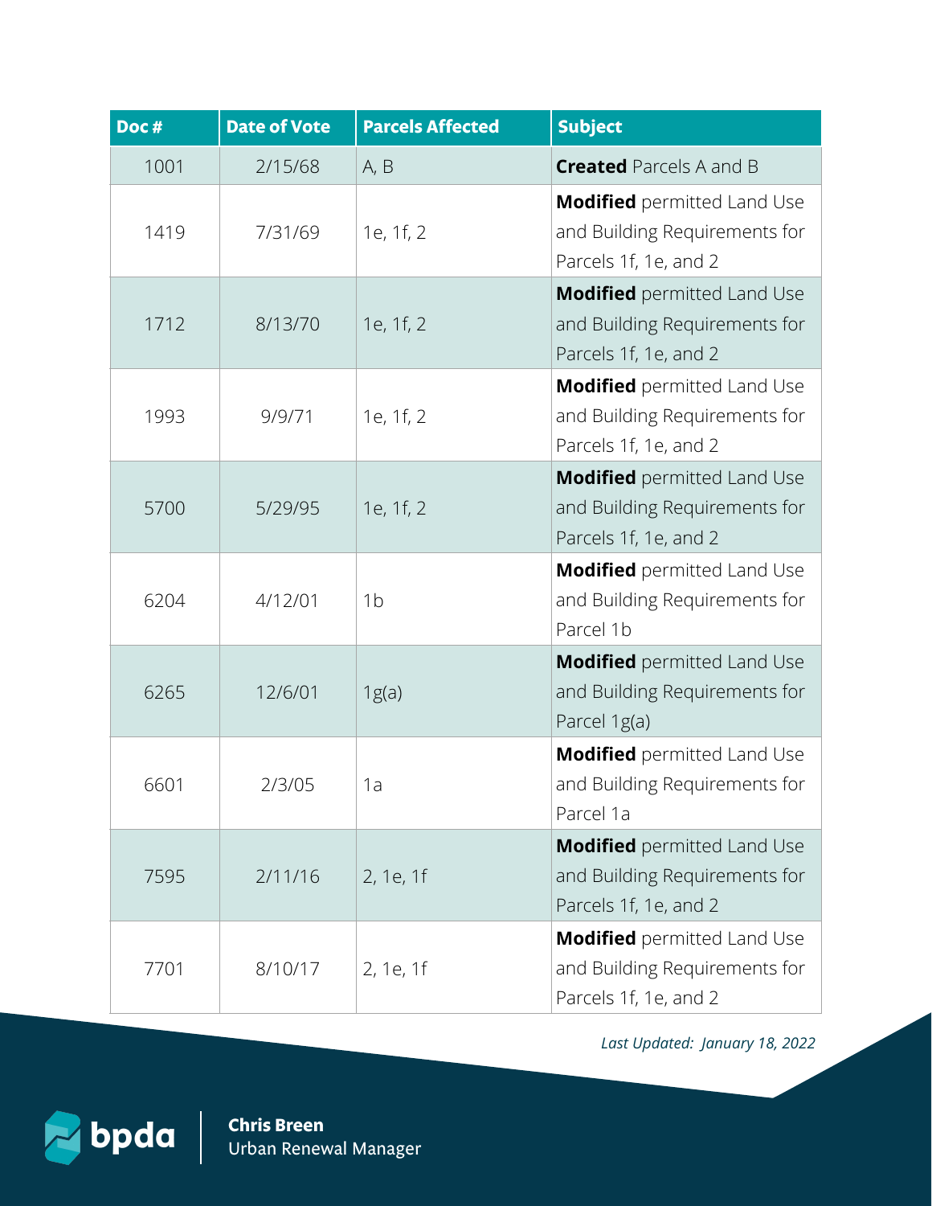| Doc # | Date of Vote | Parcels Affected | Subject |
| --- | --- | --- | --- |
| 1001 | 2/15/68 | A, B | **Created** Parcels A and B |
| 1419 | 7/31/69 | 1e, 1f, 2 | **Modified** permitted Land Use and Building Requirements for Parcels 1f, 1e, and 2 |
| 1712 | 8/13/70 | 1e, 1f, 2 | **Modified** permitted Land Use and Building Requirements for Parcels 1f, 1e, and 2 |
| 1993 | 9/9/71 | 1e, 1f, 2 | **Modified** permitted Land Use and Building Requirements for Parcels 1f, 1e, and 2 |
| 5700 | 5/29/95 | 1e, 1f, 2 | **Modified** permitted Land Use and Building Requirements for Parcels 1f, 1e, and 2 |
| 6204 | 4/12/01 | 1b | **Modified** permitted Land Use and Building Requirements for Parcel 1b |
| 6265 | 12/6/01 | 1g(a) | **Modified** permitted Land Use and Building Requirements for Parcel 1g(a) |
| 6601 | 2/3/05 | 1a | **Modified** permitted Land Use and Building Requirements for Parcel 1a |
| 7595 | 2/11/16 | 2, 1e, 1f | **Modified** permitted Land Use and Building Requirements for Parcels 1f, 1e, and 2 |
| 7701 | 8/10/17 | 2, 1e, 1f | **Modified** permitted Land Use and Building Requirements for Parcels 1f, 1e, and 2 |

*Last Updated: January 18, 2022*

bpda

**Chris Breen**
Urban Renewal Manager